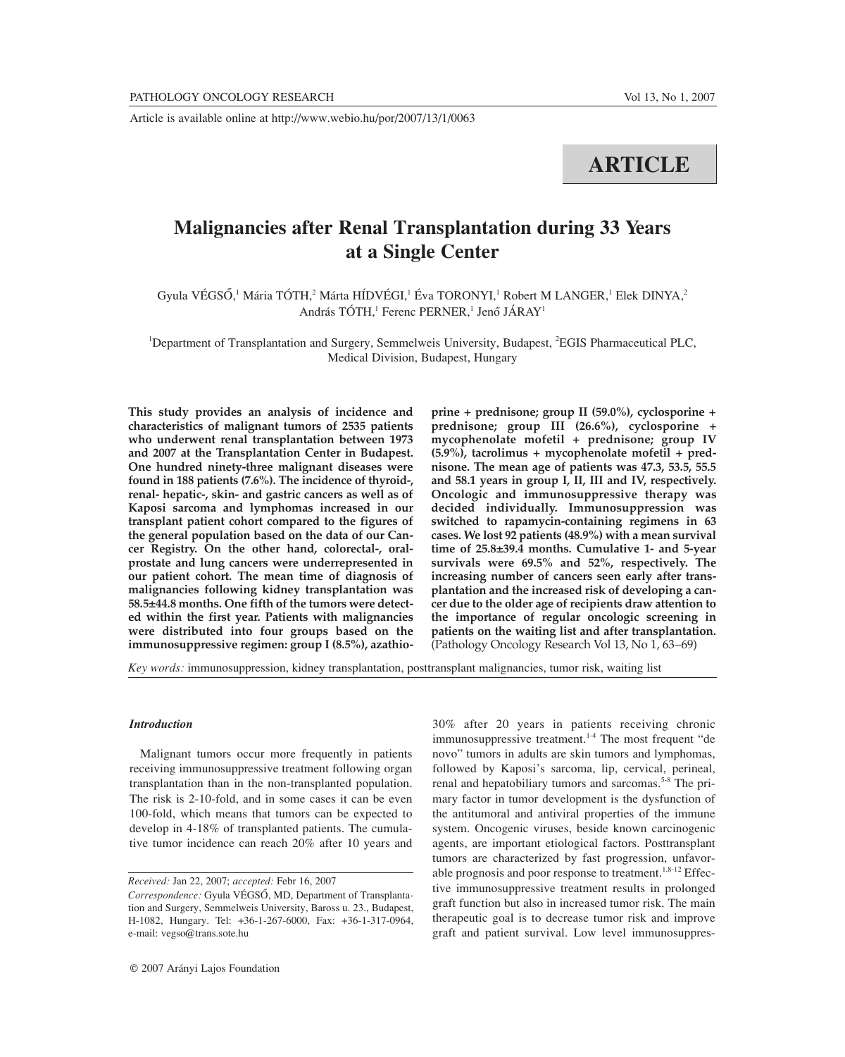Article is available online at http://www.webio.hu/por/2007/13/1/0063

**ARTICLE**

# Malignancies after Renal Transplantation during 33 Years at a Single Center

Gyula VÉGSŐ,[1] Mária TÓTH,[2] Márta HÍDVÉGI,[1] Éva TORONYI,[1] Robert M LANGER,[1] Elek DINYA,[2] András TÓTH,[1] Ferenc PERNER,[1] Jenő JÁRAY[1]

[1]Department of Transplantation and Surgery, Semmelweis University, Budapest, [2]EGIS Pharmaceutical PLC, Medical Division, Budapest, Hungary

**This study provides an analysis of incidence and characteristics of malignant tumors of 2535 patients who underwent renal transplantation between 1973 and 2007 at the Transplantation Center in Budapest. One hundred ninety-three malignant diseases were found in 188 patients (7.6%). The incidence of thyroid-, renal- hepatic-, skin- and gastric cancers as well as of Kaposi sarcoma and lymphomas increased in our transplant patient cohort compared to the figures of the general population based on the data of our Cancer Registry. On the other hand, colorectal-, oral- prostate and lung cancers were underrepresented in our patient cohort. The mean time of diagnosis of malignancies following kidney transplantation was 58.5±44.8 months. One fifth of the tumors were detected within the first year. Patients with malignancies were distributed into four groups based on the immunosuppressive regimen: group I (8.5%), azathioprine + prednisone; group II (59.0%), cyclosporine + prednisone; group III (26.6%), cyclosporine + mycophenolate mofetil + prednisone; group IV (5.9%), tacrolimus + mycophenolate mofetil + prednisone. The mean age of patients was 47.3, 53.5, 55.5 and 58.1 years in group I, II, III and IV, respectively. Oncologic and immunosuppressive therapy was decided individually. Immunosuppression was switched to rapamycin-containing regimens in 63 cases. We lost 92 patients (48.9%) with a mean survival time of 25.8±39.4 months. Cumulative 1- and 5-year survivals were 69.5% and 52%, respectively. The increasing number of cancers seen early after transplantation and the increased risk of developing a cancer due to the older age of recipients draw attention to the importance of regular oncologic screening in patients on the waiting list and after transplantation.** (Pathology Oncology Research Vol 13, No 1, 63–69)

*Key words:* immunosuppression, kidney transplantation, posttransplant malignancies, tumor risk, waiting list

### *Introduction*

Malignant tumors occur more frequently in patients receiving immunosuppressive treatment following organ transplantation than in the non-transplanted population. The risk is 2-10-fold, and in some cases it can be even 100-fold, which means that tumors can be expected to develop in 4-18% of transplanted patients. The cumulative tumor incidence can reach 20% after 10 years and 30% after 20 years in patients receiving chronic immunosuppressive treatment.[1-4] The most frequent "de novo" tumors in adults are skin tumors and lymphomas, followed by Kaposi's sarcoma, lip, cervical, perineal, renal and hepatobiliary tumors and sarcomas.[5-8] The primary factor in tumor development is the dysfunction of the antitumoral and antiviral properties of the immune system. Oncogenic viruses, beside known carcinogenic agents, are important etiological factors. Posttransplant tumors are characterized by fast progression, unfavorable prognosis and poor response to treatment.[1,8-12] Effective immunosuppressive treatment results in prolonged graft function but also in increased tumor risk. The main therapeutic goal is to decrease tumor risk and improve graft and patient survival. Low level immunosuppres-

*Received:* Jan 22, 2007; *accepted:* Febr 16, 2007

*Correspondence:* Gyula VÉGSŐ, MD, Department of Transplantation and Surgery, Semmelweis University, Baross u. 23., Budapest, H-1082, Hungary. Tel: +36-1-267-6000, Fax: +36-1-317-0964, e-mail: vegso@trans.sote.hu

© 2007 Arányi Lajos Foundation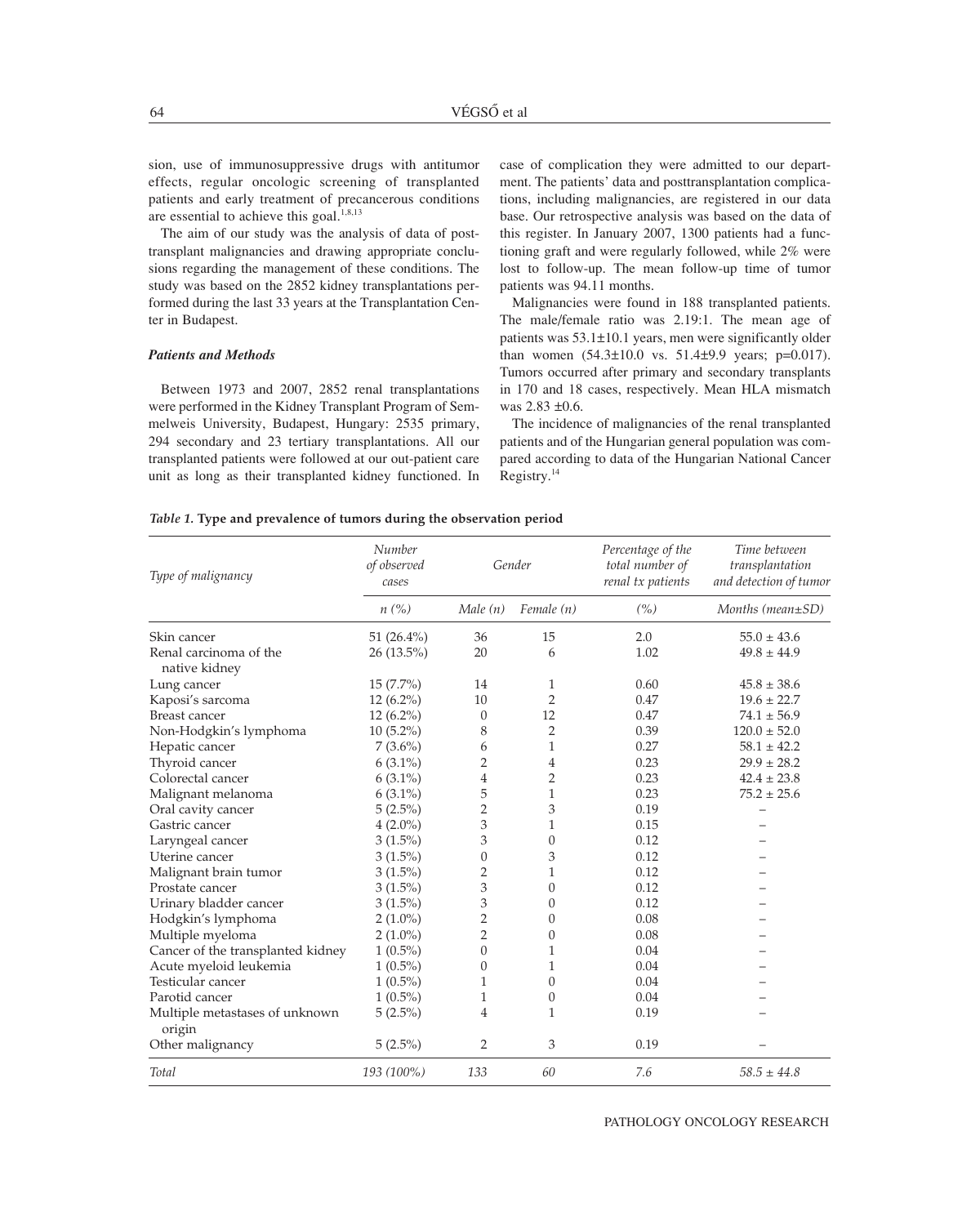sion, use of immunosuppressive drugs with antitumor effects, regular oncologic screening of transplanted patients and early treatment of precancerous conditions are essential to achieve this goal.[1,8,13]

The aim of our study was the analysis of data of post-transplant malignancies and drawing appropriate conclusions regarding the management of these conditions. The study was based on the 2852 kidney transplantations performed during the last 33 years at the Transplantation Center in Budapest.

### *Patients and Methods*

Between 1973 and 2007, 2852 renal transplantations were performed in the Kidney Transplant Program of Semmelweis University, Budapest, Hungary: 2535 primary, 294 secondary and 23 tertiary transplantations. All our transplanted patients were followed at our out-patient care unit as long as their transplanted kidney functioned. In case of complication they were admitted to our department. The patients' data and posttransplantation complications, including malignancies, are registered in our data base. Our retrospective analysis was based on the data of this register. In January 2007, 1300 patients had a functioning graft and were regularly followed, while 2% were lost to follow-up. The mean follow-up time of tumor patients was 94.11 months.

Malignancies were found in 188 transplanted patients. The male/female ratio was 2.19:1. The mean age of patients was 53.1±10.1 years, men were significantly older than women (54.3±10.0 vs. 51.4±9.9 years; $p=0.017$). Tumors occurred after primary and secondary transplants in 170 and 18 cases, respectively. Mean HLA mismatch was 2.83 ±0.6.

The incidence of malignancies of the renal transplanted patients and of the Hungarian general population was compared according to data of the Hungarian National Cancer Registry.[14]

*Table 1.* **Type and prevalence of tumors during the observation period**

| Type of malignancy | Number of observed cases | Gender | | Percentage of the total number of renal tx patients | Time between transplantation and detection of tumor |
|---|---|---|---|---|---|
| | *n (%)* | *Male (n)* | *Female (n)* | *(%)* | *Months (mean±SD)* |
| Skin cancer | 51 (26.4%) | 36 | 15 | 2.0 | 55.0 ± 43.6 |
| Renal carcinoma of the native kidney | 26 (13.5%) | 20 | 6 | 1.02 | 49.8 ± 44.9 |
| Lung cancer | 15 (7.7%) | 14 | 1 | 0.60 | 45.8 ± 38.6 |
| Kaposi's sarcoma | 12 (6.2%) | 10 | 2 | 0.47 | 19.6 ± 22.7 |
| Breast cancer | 12 (6.2%) | 0 | 12 | 0.47 | 74.1 ± 56.9 |
| Non-Hodgkin's lymphoma | 10 (5.2%) | 8 | 2 | 0.39 | 120.0 ± 52.0 |
| Hepatic cancer | 7 (3.6%) | 6 | 1 | 0.27 | 58.1 ± 42.2 |
| Thyroid cancer | 6 (3.1%) | 2 | 4 | 0.23 | 29.9 ± 28.2 |
| Colorectal cancer | 6 (3.1%) | 4 | 2 | 0.23 | 42.4 ± 23.8 |
| Malignant melanoma | 6 (3.1%) | 5 | 1 | 0.23 | 75.2 ± 25.6 |
| Oral cavity cancer | 5 (2.5%) | 2 | 3 | 0.19 | – |
| Gastric cancer | 4 (2.0%) | 3 | 1 | 0.15 | – |
| Laryngeal cancer | 3 (1.5%) | 3 | 0 | 0.12 | – |
| Uterine cancer | 3 (1.5%) | 0 | 3 | 0.12 | – |
| Malignant brain tumor | 3 (1.5%) | 2 | 1 | 0.12 | – |
| Prostate cancer | 3 (1.5%) | 3 | 0 | 0.12 | – |
| Urinary bladder cancer | 3 (1.5%) | 3 | 0 | 0.12 | – |
| Hodgkin's lymphoma | 2 (1.0%) | 2 | 0 | 0.08 | – |
| Multiple myeloma | 2 (1.0%) | 2 | 0 | 0.08 | – |
| Cancer of the transplanted kidney | 1 (0.5%) | 0 | 1 | 0.04 | – |
| Acute myeloid leukemia | 1 (0.5%) | 0 | 1 | 0.04 | – |
| Testicular cancer | 1 (0.5%) | 1 | 0 | 0.04 | – |
| Parotid cancer | 1 (0.5%) | 1 | 0 | 0.04 | – |
| Multiple metastases of unknown origin | 5 (2.5%) | 4 | 1 | 0.19 | – |
| Other malignancy | 5 (2.5%) | 2 | 3 | 0.19 | – |
| *Total* | *193 (100%)* | *133* | *60* | *7.6* | *58.5 ± 44.8* |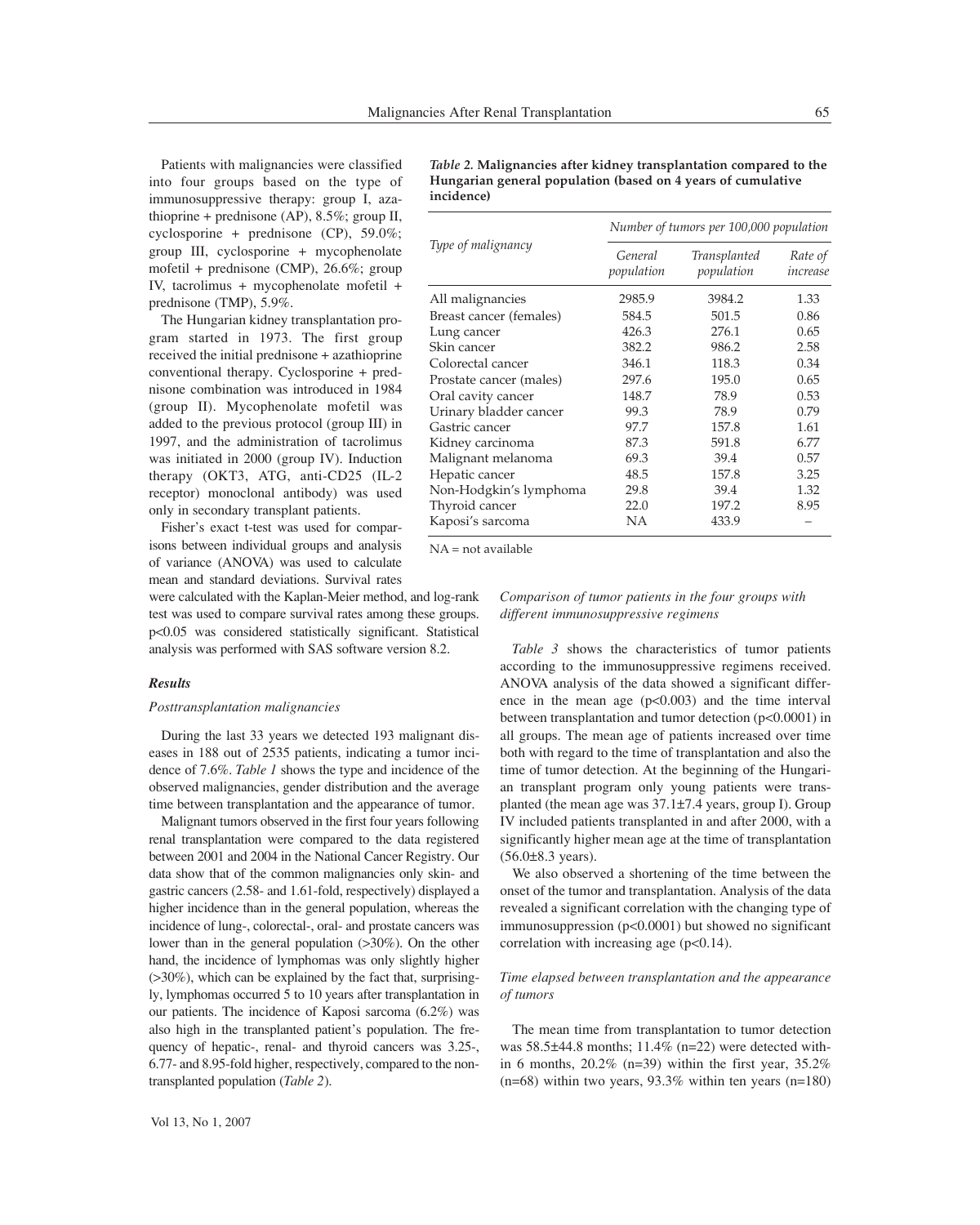Patients with malignancies were classified into four groups based on the type of immunosuppressive therapy: group I, azathioprine + prednisone (AP), 8.5%; group II, cyclosporine + prednisone (CP), 59.0%; group III, cyclosporine + mycophenolate mofetil + prednisone (CMP), 26.6%; group IV, tacrolimus + mycophenolate mofetil + prednisone (TMP), 5.9%.

The Hungarian kidney transplantation program started in 1973. The first group received the initial prednisone + azathioprine conventional therapy. Cyclosporine + prednisone combination was introduced in 1984 (group II). Mycophenolate mofetil was added to the previous protocol (group III) in 1997, and the administration of tacrolimus was initiated in 2000 (group IV). Induction therapy (OKT3, ATG, anti-CD25 (IL-2 receptor) monoclonal antibody) was used only in secondary transplant patients.

Fisher's exact t-test was used for comparisons between individual groups and analysis of variance (ANOVA) was used to calculate mean and standard deviations. Survival rates were calculated with the Kaplan-Meier method, and log-rank test was used to compare survival rates among these groups. $p<0.05$ was considered statistically significant. Statistical analysis was performed with SAS software version 8.2.

### *Results*

*Posttransplantation malignancies*

During the last 33 years we detected 193 malignant diseases in 188 out of 2535 patients, indicating a tumor incidence of 7.6%. *Table 1* shows the type and incidence of the observed malignancies, gender distribution and the average time between transplantation and the appearance of tumor.

Malignant tumors observed in the first four years following renal transplantation were compared to the data registered between 2001 and 2004 in the National Cancer Registry. Our data show that of the common malignancies only skin- and gastric cancers (2.58- and 1.61-fold, respectively) displayed a higher incidence than in the general population, whereas the incidence of lung-, colorectal-, oral- and prostate cancers was lower than in the general population (>30%). On the other hand, the incidence of lymphomas was only slightly higher (>30%), which can be explained by the fact that, surprisingly, lymphomas occurred 5 to 10 years after transplantation in our patients. The incidence of Kaposi sarcoma (6.2%) was also high in the transplanted patient's population. The frequency of hepatic-, renal- and thyroid cancers was 3.25-, 6.77- and 8.95-fold higher, respectively, compared to the non-transplanted population (*Table 2*).

***Table 2.*** **Malignancies after kidney transplantation compared to the Hungarian general population (based on 4 years of cumulative incidence)**

| Type of malignancy | Number of tumors per 100,000 population | | |
|---|---|---|---|
| | *General population* | *Transplanted population* | *Rate of increase* |
| All malignancies | 2985.9 | 3984.2 | 1.33 |
| Breast cancer (females) | 584.5 | 501.5 | 0.86 |
| Lung cancer | 426.3 | 276.1 | 0.65 |
| Skin cancer | 382.2 | 986.2 | 2.58 |
| Colorectal cancer | 346.1 | 118.3 | 0.34 |
| Prostate cancer (males) | 297.6 | 195.0 | 0.65 |
| Oral cavity cancer | 148.7 | 78.9 | 0.53 |
| Urinary bladder cancer | 99.3 | 78.9 | 0.79 |
| Gastric cancer | 97.7 | 157.8 | 1.61 |
| Kidney carcinoma | 87.3 | 591.8 | 6.77 |
| Malignant melanoma | 69.3 | 39.4 | 0.57 |
| Hepatic cancer | 48.5 | 157.8 | 3.25 |
| Non-Hodgkin's lymphoma | 29.8 | 39.4 | 1.32 |
| Thyroid cancer | 22.0 | 197.2 | 8.95 |
| Kaposi's sarcoma | NA | 433.9 | – |

NA = not available

*Comparison of tumor patients in the four groups with different immunosuppressive regimens*

*Table 3* shows the characteristics of tumor patients according to the immunosuppressive regimens received. ANOVA analysis of the data showed a significant difference in the mean age ($p<0.003$) and the time interval between transplantation and tumor detection ($p<0.0001$) in all groups. The mean age of patients increased over time both with regard to the time of transplantation and also the time of tumor detection. At the beginning of the Hungarian transplant program only young patients were transplanted (the mean age was 37.1±7.4 years, group I). Group IV included patients transplanted in and after 2000, with a significantly higher mean age at the time of transplantation (56.0±8.3 years).

We also observed a shortening of the time between the onset of the tumor and transplantation. Analysis of the data revealed a significant correlation with the changing type of immunosuppression ($p<0.0001$) but showed no significant correlation with increasing age ($p<0.14$).

*Time elapsed between transplantation and the appearance of tumors*

The mean time from transplantation to tumor detection was 58.5±44.8 months; 11.4% (n=22) were detected within 6 months, 20.2% (n=39) within the first year, 35.2% (n=68) within two years, 93.3% within ten years (n=180)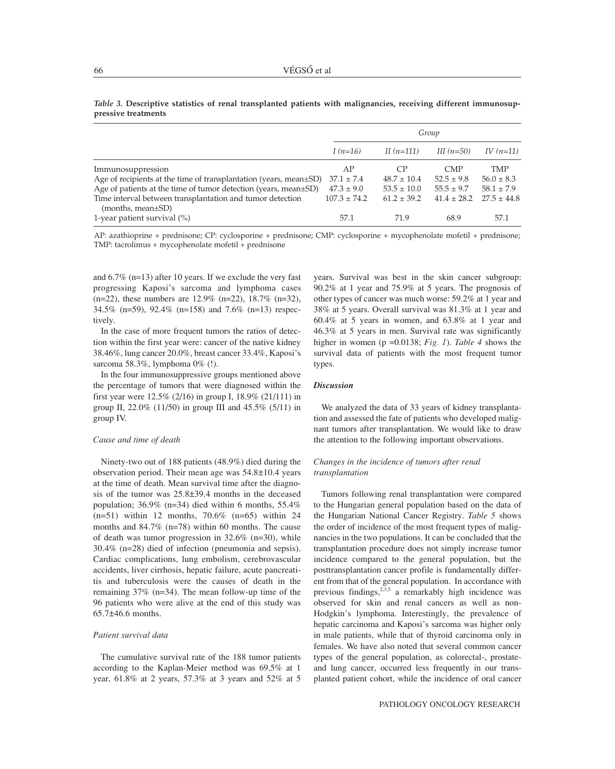*Table 3.* **Descriptive statistics of renal transplanted patients with malignancies, receiving different immunosuppressive treatments**

| | *Group* | | | |
|---|---|---|---|---|
| | *I (n=16)* | *II (n=111)* | *III (n=50)* | *IV (n=11)* |
| Immunosuppression | AP | CP | CMP | TMP |
| Age of recipients at the time of transplantation (years, mean±SD) | 37.1 ± 7.4 | 48.7 ± 10.4 | 52.5 ± 9.8 | 56.0 ± 8.3 |
| Age of patients at the time of tumor detection (years, mean±SD) | 47.3 ± 9.0 | 53.5 ± 10.0 | 55.5 ± 9.7 | 58.1 ± 7.9 |
| Time interval between transplantation and tumor detection (months, mean±SD) | 107.3 ± 74.2 | 61.2 ± 39.2 | 41.4 ± 28.2 | 27.5 ± 44.8 |
| 1-year patient survival (%) | 57.1 | 71.9 | 68.9 | 57.1 |

AP: azathioprine + prednisone; CP: cyclosporine + prednisone; CMP: cyclosporine + mycophenolate mofetil + prednisone; TMP: tacrolimus + mycophenolate mofetil + prednisone

and 6.7% (n=13) after 10 years. If we exclude the very fast progressing Kaposi's sarcoma and lymphoma cases (n=22), these numbers are 12.9% (n=22), 18.7% (n=32), 34.5% (n=59), 92.4% (n=158) and 7.6% (n=13) respectively.

In the case of more frequent tumors the ratios of detection within the first year were: cancer of the native kidney 38.46%, lung cancer 20.0%, breast cancer 33.4%, Kaposi's sarcoma 58.3%, lymphoma 0% (!).

In the four immunosuppressive groups mentioned above the percentage of tumors that were diagnosed within the first year were 12.5% (2/16) in group I, 18.9% (21/111) in group II, 22.0% (11/50) in group III and 45.5% (5/11) in group IV.

### *Cause and time of death*

Ninety-two out of 188 patients (48.9%) died during the observation period. Their mean age was 54.8±10.4 years at the time of death. Mean survival time after the diagnosis of the tumor was 25.8±39.4 months in the deceased population; 36.9% (n=34) died within 6 months, 55.4% (n=51) within 12 months, 70.6% (n=65) within 24 months and 84.7% (n=78) within 60 months. The cause of death was tumor progression in 32.6% (n=30), while 30.4% (n=28) died of infection (pneumonia and sepsis). Cardiac complications, lung embolism, cerebrovascular accidents, liver cirrhosis, hepatic failure, acute pancreatitis and tuberculosis were the causes of death in the remaining 37% (n=34). The mean follow-up time of the 96 patients who were alive at the end of this study was 65.7±46.6 months.

### *Patient survival data*

The cumulative survival rate of the 188 tumor patients according to the Kaplan-Meier method was 69.5% at 1 year, 61.8% at 2 years, 57.3% at 3 years and 52% at 5 years. Survival was best in the skin cancer subgroup: 90.2% at 1 year and 75.9% at 5 years. The prognosis of other types of cancer was much worse: 59.2% at 1 year and 38% at 5 years. Overall survival was 81.3% at 1 year and 60.4% at 5 years in women, and 63.8% at 1 year and 46.3% at 5 years in men. Survival rate was significantly higher in women ($p = 0.0138$; *Fig. 1*). *Table 4* shows the survival data of patients with the most frequent tumor types.

## *Discussion*

We analyzed the data of 33 years of kidney transplantation and assessed the fate of patients who developed malignant tumors after transplantation. We would like to draw the attention to the following important observations.

### *Changes in the incidence of tumors after renal transplantation*

Tumors following renal transplantation were compared to the Hungarian general population based on the data of the Hungarian National Cancer Registry. *Table 5* shows the order of incidence of the most frequent types of malignancies in the two populations. It can be concluded that the transplantation procedure does not simply increase tumor incidence compared to the general population, but the posttransplantation cancer profile is fundamentally different from that of the general population. In accordance with previous findings,[2,3,5] a remarkably high incidence was observed for skin and renal cancers as well as non-Hodgkin's lymphoma. Interestingly, the prevalence of hepatic carcinoma and Kaposi's sarcoma was higher only in male patients, while that of thyroid carcinoma only in females. We have also noted that several common cancer types of the general population, as colorectal-, prostate- and lung cancer, occurred less frequently in our transplanted patient cohort, while the incidence of oral cancer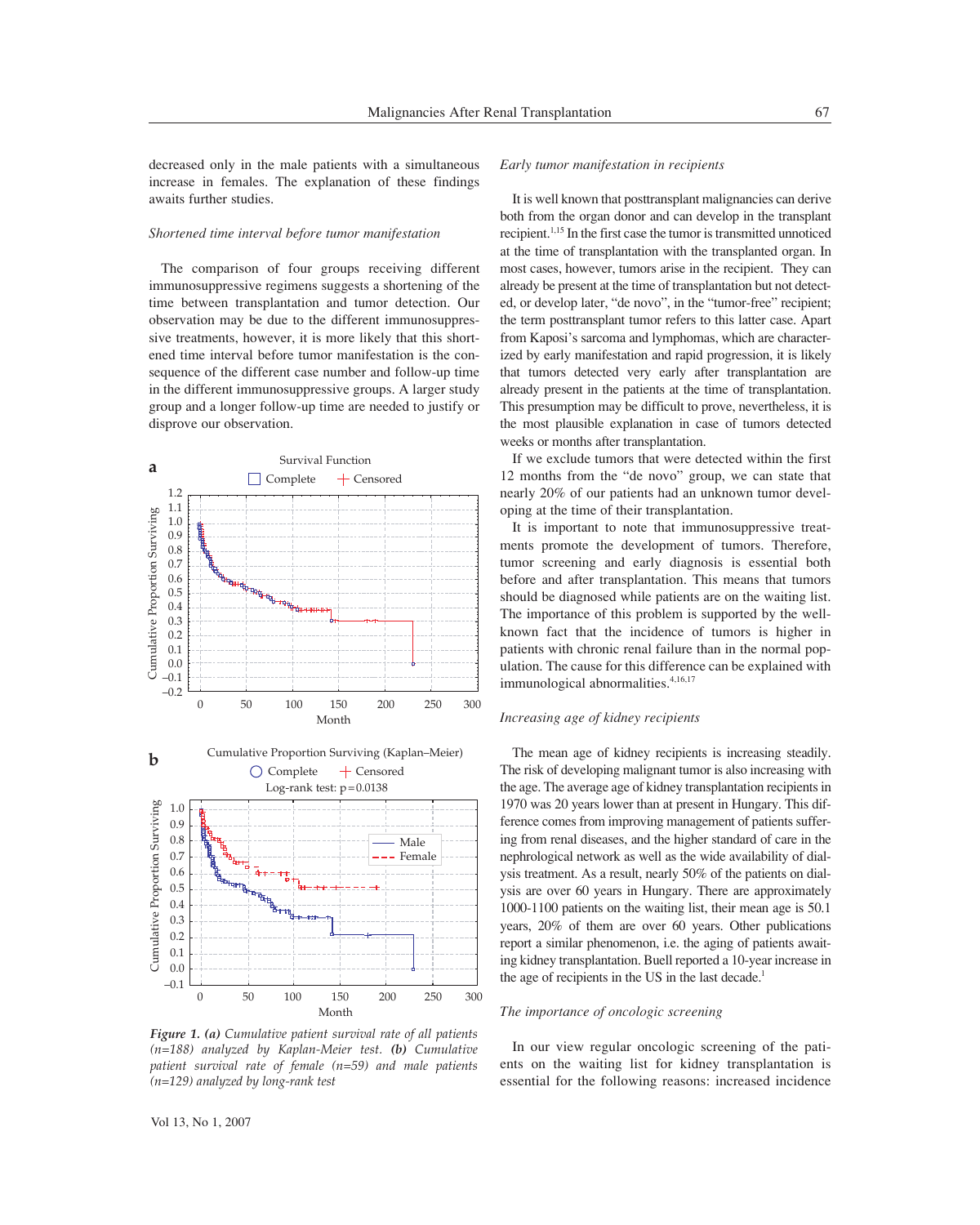decreased only in the male patients with a simultaneous increase in females. The explanation of these findings awaits further studies.

*Shortened time interval before tumor manifestation*

The comparison of four groups receiving different immunosuppressive regimens suggests a shortening of the time between transplantation and tumor detection. Our observation may be due to the different immunosuppressive treatments, however, it is more likely that this shortened time interval before tumor manifestation is the consequence of the different case number and follow-up time in the different immunosuppressive groups. A larger study group and a longer follow-up time are needed to justify or disprove our observation.

***Figure 1. (a)*** *Cumulative patient survival rate of all patients (n=188) analyzed by Kaplan-Meier test.* ***(b)*** *Cumulative patient survival rate of female (n=59) and male patients (n=129) analyzed by long-rank test*

*Early tumor manifestation in recipients*

It is well known that posttransplant malignancies can derive both from the organ donor and can develop in the transplant recipient.[1,15] In the first case the tumor is transmitted unnoticed at the time of transplantation with the transplanted organ. In most cases, however, tumors arise in the recipient. They can already be present at the time of transplantation but not detected, or develop later, "de novo", in the "tumor-free" recipient; the term posttransplant tumor refers to this latter case. Apart from Kaposi's sarcoma and lymphomas, which are characterized by early manifestation and rapid progression, it is likely that tumors detected very early after transplantation are already present in the patients at the time of transplantation. This presumption may be difficult to prove, nevertheless, it is the most plausible explanation in case of tumors detected weeks or months after transplantation.

If we exclude tumors that were detected within the first 12 months from the "de novo" group, we can state that nearly 20% of our patients had an unknown tumor developing at the time of their transplantation.

It is important to note that immunosuppressive treatments promote the development of tumors. Therefore, tumor screening and early diagnosis is essential both before and after transplantation. This means that tumors should be diagnosed while patients are on the waiting list. The importance of this problem is supported by the well-known fact that the incidence of tumors is higher in patients with chronic renal failure than in the normal population. The cause for this difference can be explained with immunological abnormalities.[4,16,17]

*Increasing age of kidney recipients*

The mean age of kidney recipients is increasing steadily. The risk of developing malignant tumor is also increasing with the age. The average age of kidney transplantation recipients in 1970 was 20 years lower than at present in Hungary. This difference comes from improving management of patients suffering from renal diseases, and the higher standard of care in the nephrological network as well as the wide availability of dialysis treatment. As a result, nearly 50% of the patients on dialysis are over 60 years in Hungary. There are approximately 1000-1100 patients on the waiting list, their mean age is 50.1 years, 20% of them are over 60 years. Other publications report a similar phenomenon, i.e. the aging of patients awaiting kidney transplantation. Buell reported a 10-year increase in the age of recipients in the US in the last decade.[1]

*The importance of oncologic screening*

In our view regular oncologic screening of the patients on the waiting list for kidney transplantation is essential for the following reasons: increased incidence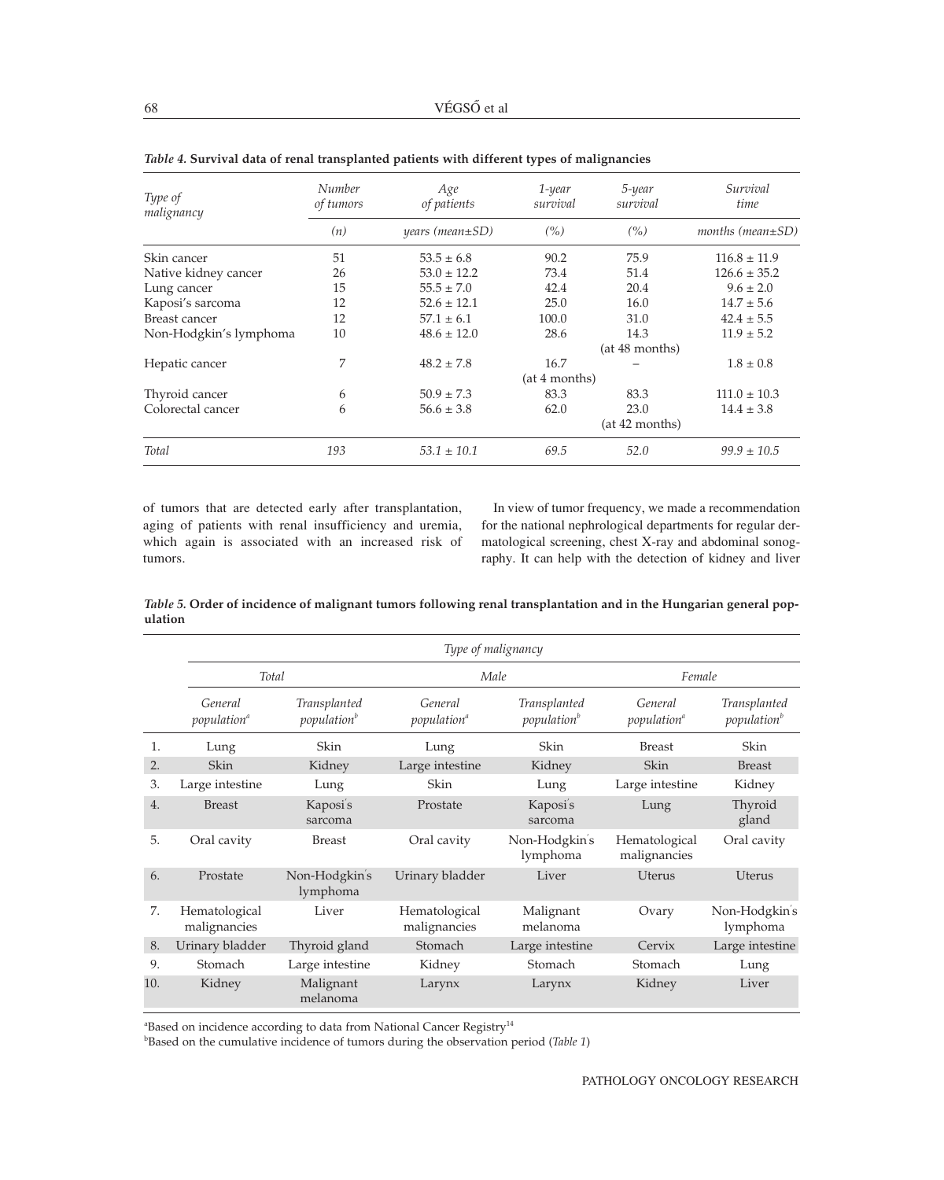*Table 4.* **Survival data of renal transplanted patients with different types of malignancies**

| Type of malignancy | Number of tumors | Age of patients | 1-year survival | 5-year survival | Survival time |
|---|---|---|---|---|---|
| | (n) | years (mean±SD) | (%) | (%) | months (mean±SD) |
| Skin cancer | 51 | 53.5 ± 6.8 | 90.2 | 75.9 | 116.8 ± 11.9 |
| Native kidney cancer | 26 | 53.0 ± 12.2 | 73.4 | 51.4 | 126.6 ± 35.2 |
| Lung cancer | 15 | 55.5 ± 7.0 | 42.4 | 20.4 | 9.6 ± 2.0 |
| Kaposi's sarcoma | 12 | 52.6 ± 12.1 | 25.0 | 16.0 | 14.7 ± 5.6 |
| Breast cancer | 12 | 57.1 ± 6.1 | 100.0 | 31.0 | 42.4 ± 5.5 |
| Non-Hodgkin's lymphoma | 10 | 48.6 ± 12.0 | 28.6 | 14.3 (at 48 months) | 11.9 ± 5.2 |
| Hepatic cancer | 7 | 48.2 ± 7.8 | 16.7 (at 4 months) | – | 1.8 ± 0.8 |
| Thyroid cancer | 6 | 50.9 ± 7.3 | 83.3 | 83.3 | 111.0 ± 10.3 |
| Colorectal cancer | 6 | 56.6 ± 3.8 | 62.0 | 23.0 (at 42 months) | 14.4 ± 3.8 |
| *Total* | *193* | *53.1 ± 10.1* | *69.5* | *52.0* | *99.9 ± 10.5* |

of tumors that are detected early after transplantation, aging of patients with renal insufficiency and uremia, which again is associated with an increased risk of tumors.

In view of tumor frequency, we made a recommendation for the national nephrological departments for regular dermatological screening, chest X-ray and abdominal sonography. It can help with the detection of kidney and liver

*Table 5.* **Order of incidence of malignant tumors following renal transplantation and in the Hungarian general population**

| | Type of malignancy | | | | | |
|---|---|---|---|---|---|---|
| | Total | | Male | | Female | |
| | General population[a] | Transplanted population[b] | General population[a] | Transplanted population[b] | General population[a] | Transplanted population[b] |
| 1. | Lung | Skin | Lung | Skin | Breast | Skin |
| 2. | Skin | Kidney | Large intestine | Kidney | Skin | Breast |
| 3. | Large intestine | Lung | Skin | Lung | Large intestine | Kidney |
| 4. | Breast | Kaposi's sarcoma | Prostate | Kaposi's sarcoma | Lung | Thyroid gland |
| 5. | Oral cavity | Breast | Oral cavity | Non-Hodgkin's lymphoma | Hematological malignancies | Oral cavity |
| 6. | Prostate | Non-Hodgkin's lymphoma | Urinary bladder | Liver | Uterus | Uterus |
| 7. | Hematological malignancies | Liver | Hematological malignancies | Malignant melanoma | Ovary | Non-Hodgkin's lymphoma |
| 8. | Urinary bladder | Thyroid gland | Stomach | Large intestine | Cervix | Large intestine |
| 9. | Stomach | Large intestine | Kidney | Stomach | Stomach | Lung |
| 10. | Kidney | Malignant melanoma | Larynx | Larynx | Kidney | Liver |

[a]Based on incidence according to data from National Cancer Registry[14]
[b]Based on the cumulative incidence of tumors during the observation period (*Table 1*)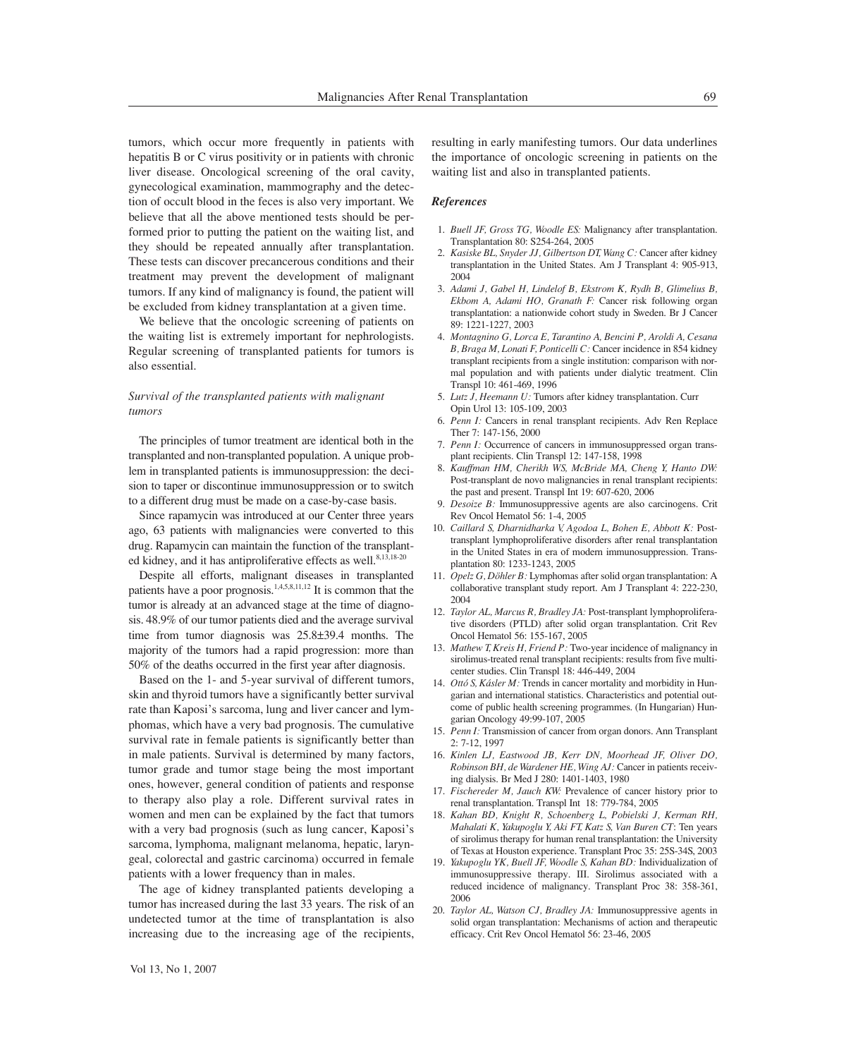tumors, which occur more frequently in patients with hepatitis B or C virus positivity or in patients with chronic liver disease. Oncological screening of the oral cavity, gynecological examination, mammography and the detection of occult blood in the feces is also very important. We believe that all the above mentioned tests should be performed prior to putting the patient on the waiting list, and they should be repeated annually after transplantation. These tests can discover precancerous conditions and their treatment may prevent the development of malignant tumors. If any kind of malignancy is found, the patient will be excluded from kidney transplantation at a given time.

We believe that the oncologic screening of patients on the waiting list is extremely important for nephrologists. Regular screening of transplanted patients for tumors is also essential.

### *Survival of the transplanted patients with malignant tumors*

The principles of tumor treatment are identical both in the transplanted and non-transplanted population. A unique problem in transplanted patients is immunosuppression: the decision to taper or discontinue immunosuppression or to switch to a different drug must be made on a case-by-case basis.

Since rapamycin was introduced at our Center three years ago, 63 patients with malignancies were converted to this drug. Rapamycin can maintain the function of the transplanted kidney, and it has antiproliferative effects as well.[8,13,18-20]

Despite all efforts, malignant diseases in transplanted patients have a poor prognosis.[1,4,5,8,11,12] It is common that the tumor is already at an advanced stage at the time of diagnosis. 48.9% of our tumor patients died and the average survival time from tumor diagnosis was 25.8±39.4 months. The majority of the tumors had a rapid progression: more than 50% of the deaths occurred in the first year after diagnosis.

Based on the 1- and 5-year survival of different tumors, skin and thyroid tumors have a significantly better survival rate than Kaposi's sarcoma, lung and liver cancer and lymphomas, which have a very bad prognosis. The cumulative survival rate in female patients is significantly better than in male patients. Survival is determined by many factors, tumor grade and tumor stage being the most important ones, however, general condition of patients and response to therapy also play a role. Different survival rates in women and men can be explained by the fact that tumors with a very bad prognosis (such as lung cancer, Kaposi's sarcoma, lymphoma, malignant melanoma, hepatic, laryngeal, colorectal and gastric carcinoma) occurred in female patients with a lower frequency than in males.

The age of kidney transplanted patients developing a tumor has increased during the last 33 years. The risk of an undetected tumor at the time of transplantation is also increasing due to the increasing age of the recipients, resulting in early manifesting tumors. Our data underlines the importance of oncologic screening in patients on the waiting list and also in transplanted patients.

### *References*

1. *Buell JF, Gross TG, Woodle ES:* Malignancy after transplantation. Transplantation 80: S254-264, 2005
2. *Kasiske BL, Snyder JJ, Gilbertson DT, Wang C:* Cancer after kidney transplantation in the United States. Am J Transplant 4: 905-913, 2004
3. *Adami J, Gabel H, Lindelof B, Ekstrom K, Rydh B, Glimelius B, Ekbom A, Adami HO, Granath F:* Cancer risk following organ transplantation: a nationwide cohort study in Sweden. Br J Cancer 89: 1221-1227, 2003
4. *Montagnino G, Lorca E, Tarantino A, Bencini P, Aroldi A, Cesana B, Braga M, Lonati F, Ponticelli C:* Cancer incidence in 854 kidney transplant recipients from a single institution: comparison with normal population and with patients under dialytic treatment. Clin Transpl 10: 461-469, 1996
5. *Lutz J, Heemann U:* Tumors after kidney transplantation. Curr Opin Urol 13: 105-109, 2003
6. *Penn I:* Cancers in renal transplant recipients. Adv Ren Replace Ther 7: 147-156, 2000
7. *Penn I:* Occurrence of cancers in immunosuppressed organ transplant recipients. Clin Transpl 12: 147-158, 1998
8. *Kauffman HM, Cherikh WS, McBride MA, Cheng Y, Hanto DW:* Post-transplant de novo malignancies in renal transplant recipients: the past and present. Transpl Int 19: 607-620, 2006
9. *Desoize B:* Immunosuppressive agents are also carcinogens. Crit Rev Oncol Hematol 56: 1-4, 2005
10. *Caillard S, Dharnidharka V, Agodoa L, Bohen E, Abbott K:* Posttransplant lymphoproliferative disorders after renal transplantation in the United States in era of modern immunosuppression. Transplantation 80: 1233-1243, 2005
11. *Opelz G, Döhler B:* Lymphomas after solid organ transplantation: A collaborative transplant study report. Am J Transplant 4: 222-230, 2004
12. *Taylor AL, Marcus R, Bradley JA:* Post-transplant lymphoproliferative disorders (PTLD) after solid organ transplantation. Crit Rev Oncol Hematol 56: 155-167, 2005
13. *Mathew T, Kreis H, Friend P:* Two-year incidence of malignancy in sirolimus-treated renal transplant recipients: results from five multicenter studies. Clin Transpl 18: 446-449, 2004
14. *Ottó S, Kásler M:* Trends in cancer mortality and morbidity in Hungarian and international statistics. Characteristics and potential outcome of public health screening programmes. (In Hungarian) Hungarian Oncology 49:99-107, 2005
15. *Penn I:* Transmission of cancer from organ donors. Ann Transplant 2: 7-12, 1997
16. *Kinlen LJ, Eastwood JB, Kerr DN, Moorhead JF, Oliver DO, Robinson BH, de Wardener HE, Wing AJ:* Cancer in patients receiving dialysis. Br Med J 280: 1401-1403, 1980
17. *Fischereder M, Jauch KW:* Prevalence of cancer history prior to renal transplantation. Transpl Int 18: 779-784, 2005
18. *Kahan BD, Knight R, Schoenberg L, Pobielski J, Kerman RH, Mahalati K, Yakupoglu Y, Aki FT, Katz S, Van Buren CT*: Ten years of sirolimus therapy for human renal transplantation: the University of Texas at Houston experience. Transplant Proc 35: 25S-34S, 2003
19. *Yakupoglu YK, Buell JF, Woodle S, Kahan BD:* Individualization of immunosuppressive therapy. III. Sirolimus associated with a reduced incidence of malignancy. Transplant Proc 38: 358-361, 2006
20. *Taylor AL, Watson CJ, Bradley JA:* Immunosuppressive agents in solid organ transplantation: Mechanisms of action and therapeutic efficacy. Crit Rev Oncol Hematol 56: 23-46, 2005